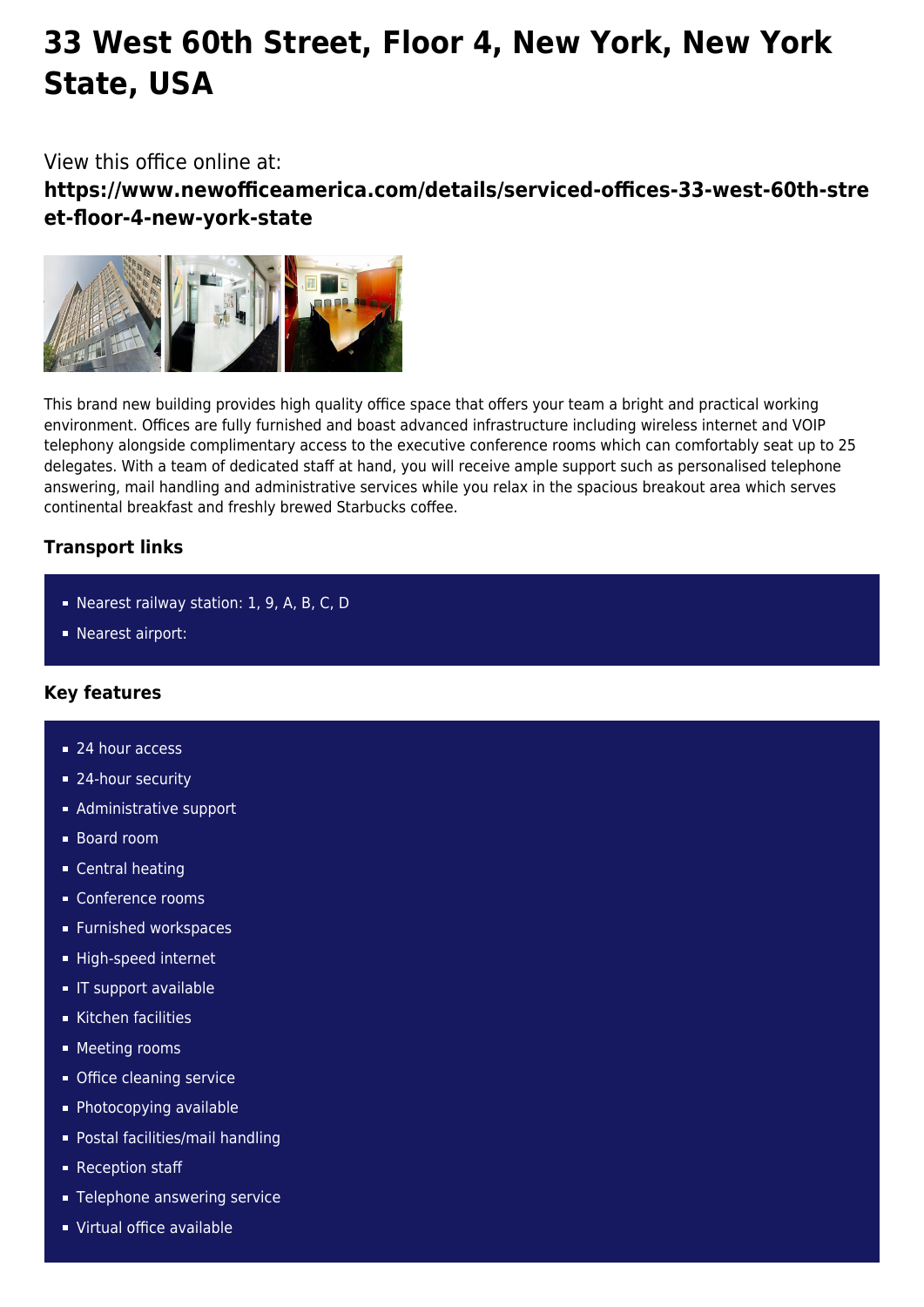# 33 West 60th Street, Floor 4, New York, New York State, USA

View this office online at:

**https://www.newofficeamerica.com/details/serviced-offices-33-west-60th-street-floor-4-new-york-state**

This brand new building provides high quality office space that offers your team a bright and practical working environment. Offices are fully furnished and boast advanced infrastructure including wireless internet and VOIP telephony alongside complimentary access to the executive conference rooms which can comfortably seat up to 25 delegates. With a team of dedicated staff at hand, you will receive ample support such as personalised telephone answering, mail handling and administrative services while you relax in the spacious breakout area which serves continental breakfast and freshly brewed Starbucks coffee.

### Transport links

- Nearest railway station: 1, 9, A, B, C, D
- Nearest airport:

### Key features

- 24 hour access
- 24-hour security
- Administrative support
- Board room
- Central heating
- Conference rooms
- Furnished workspaces
- High-speed internet
- IT support available
- Kitchen facilities
- Meeting rooms
- Office cleaning service
- Photocopying available
- Postal facilities/mail handling
- Reception staff
- Telephone answering service
- Virtual office available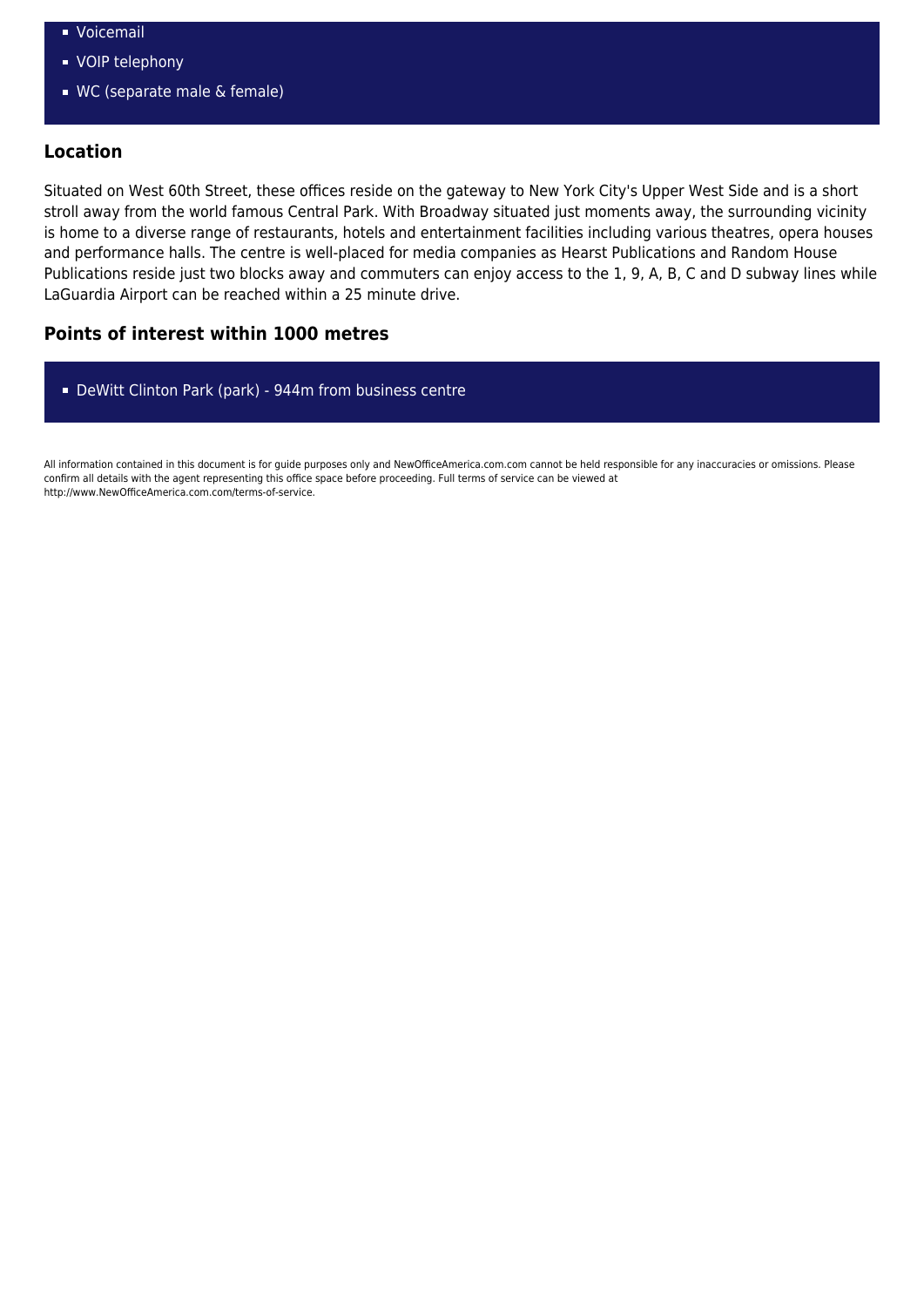- Voicemail
- VOIP telephony
- WC (separate male & female)

## Location

Situated on West 60th Street, these offices reside on the gateway to New York City's Upper West Side and is a short stroll away from the world famous Central Park. With Broadway situated just moments away, the surrounding vicinity is home to a diverse range of restaurants, hotels and entertainment facilities including various theatres, opera houses and performance halls. The centre is well-placed for media companies as Hearst Publications and Random House Publications reside just two blocks away and commuters can enjoy access to the 1, 9, A, B, C and D subway lines while LaGuardia Airport can be reached within a 25 minute drive.

## Points of interest within 1000 metres

- DeWitt Clinton Park (park) - 944m from business centre

All information contained in this document is for guide purposes only and NewOfficeAmerica.com.com cannot be held responsible for any inaccuracies or omissions. Please confirm all details with the agent representing this office space before proceeding. Full terms of service can be viewed at http://www.NewOfficeAmerica.com.com/terms-of-service.